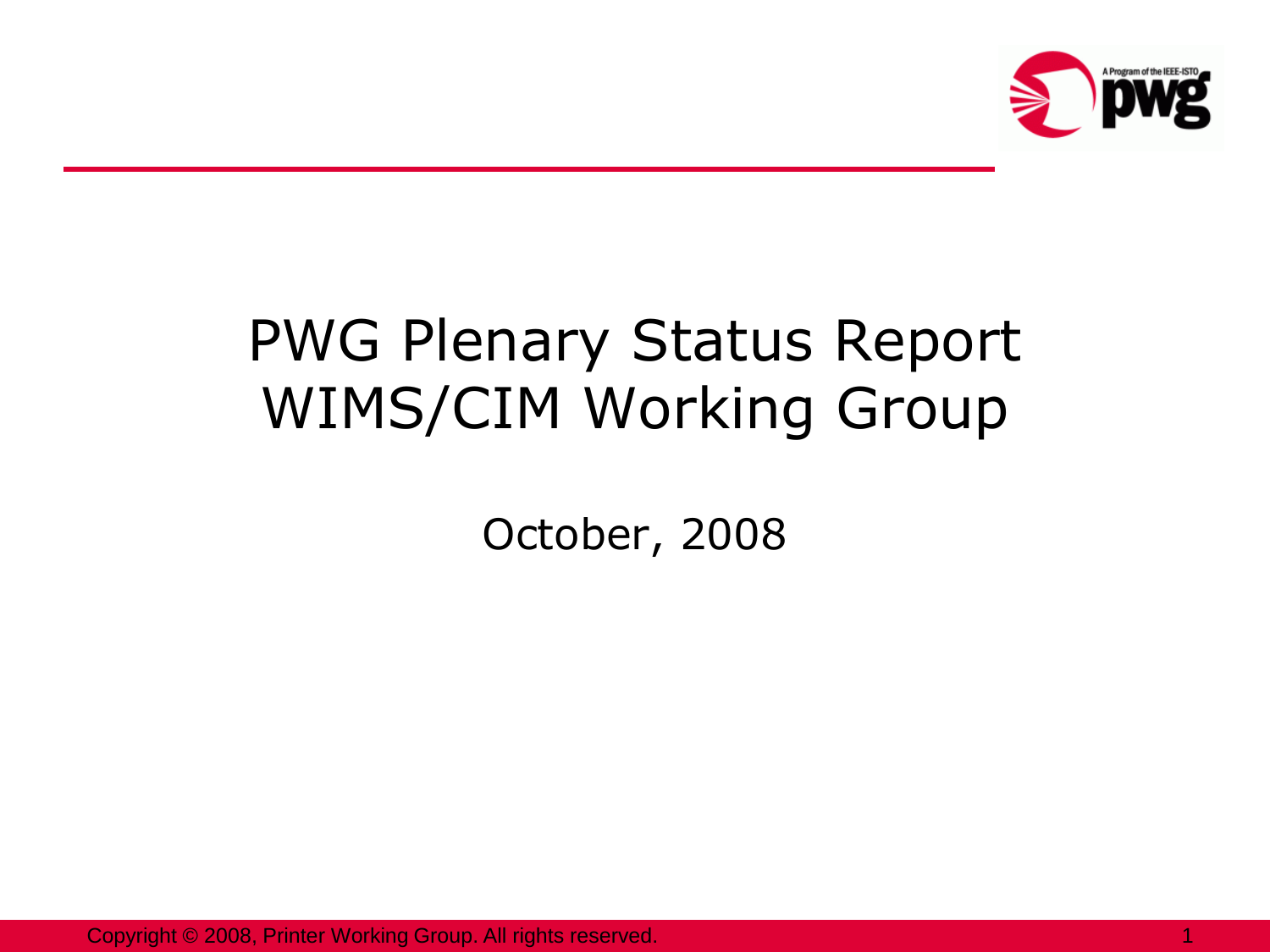# PWG Plenary Status Report
# WIMS/CIM Working Group

October, 2008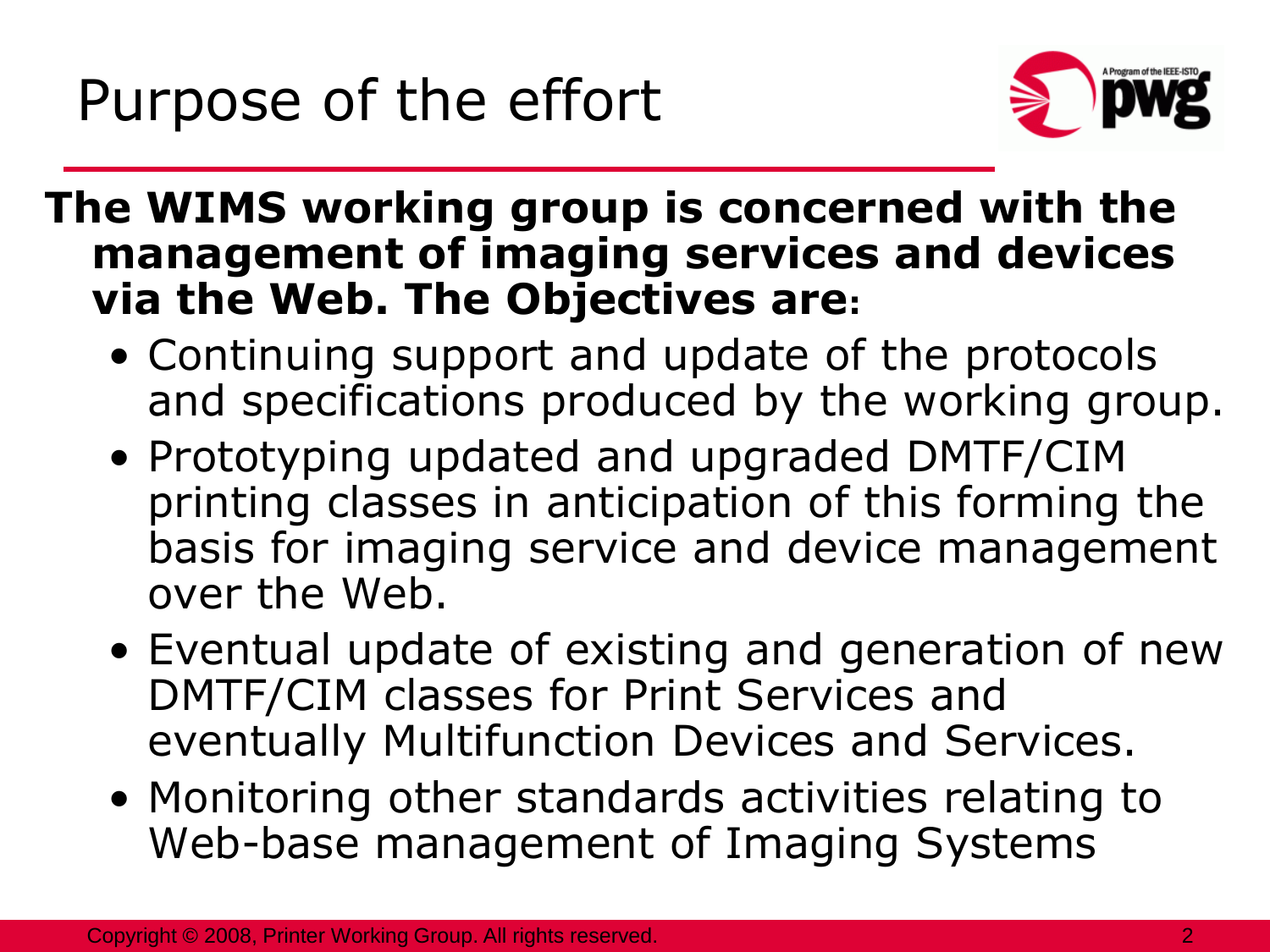# Purpose of the effort

**The WIMS working group is concerned with the management of imaging services and devices via the Web. The Objectives are:**

- Continuing support and update of the protocols and specifications produced by the working group.
- Prototyping updated and upgraded DMTF/CIM printing classes in anticipation of this forming the basis for imaging service and device management over the Web.
- Eventual update of existing and generation of new DMTF/CIM classes for Print Services and eventually Multifunction Devices and Services.
- Monitoring other standards activities relating to Web-base management of Imaging Systems

Copyright © 2008, Printer Working Group. All rights reserved.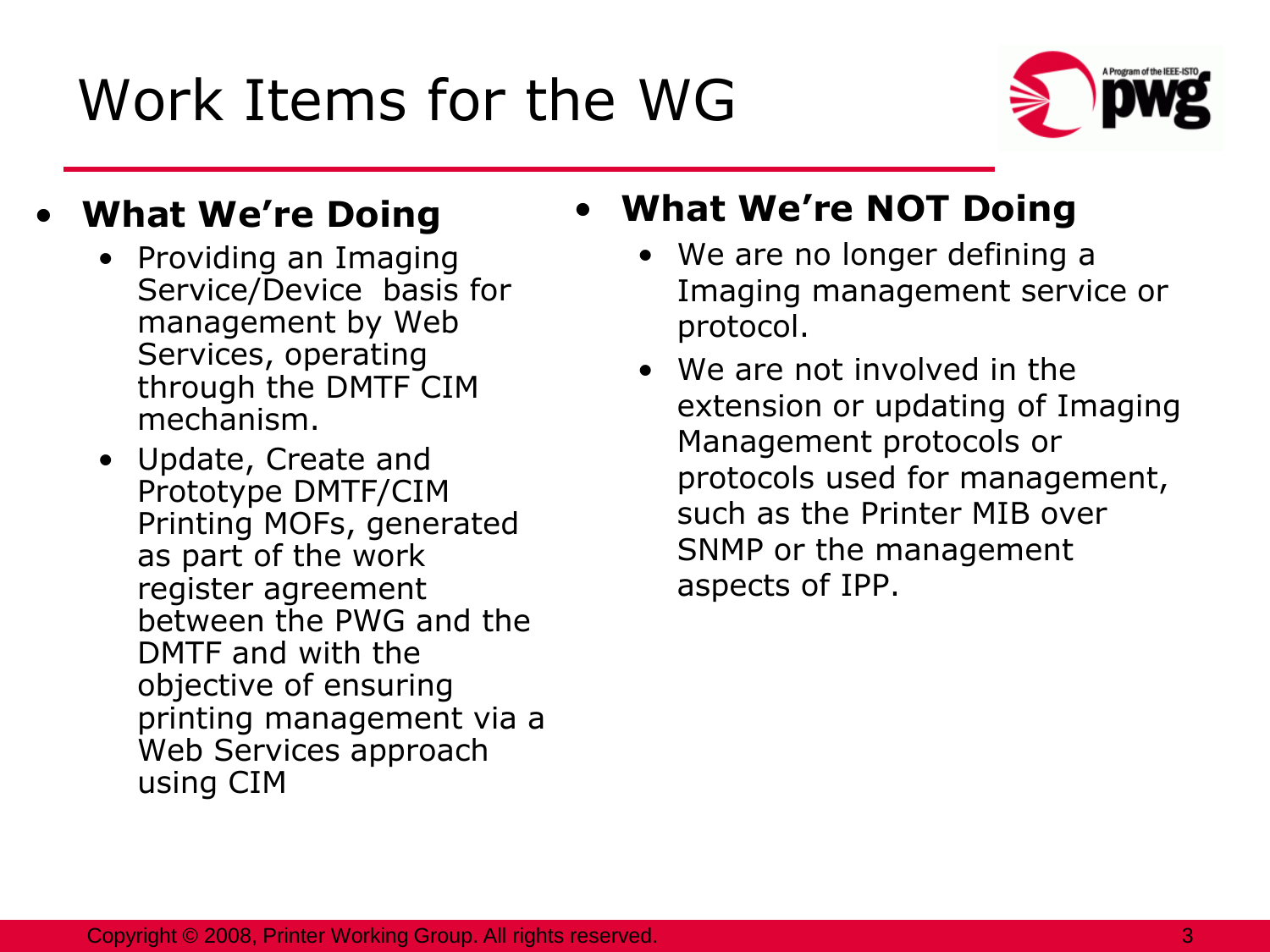# Work Items for the WG

- **What We're Doing**
  - Providing an Imaging Service/Device basis for management by Web Services, operating through the DMTF CIM mechanism.
  - Update, Create and Prototype DMTF/CIM Printing MOFs, generated as part of the work register agreement between the PWG and the DMTF and with the objective of ensuring printing management via a Web Services approach using CIM

- **What We're NOT Doing**
  - We are no longer defining a Imaging management service or protocol.
  - We are not involved in the extension or updating of Imaging Management protocols or protocols used for management, such as the Printer MIB over SNMP or the management aspects of IPP.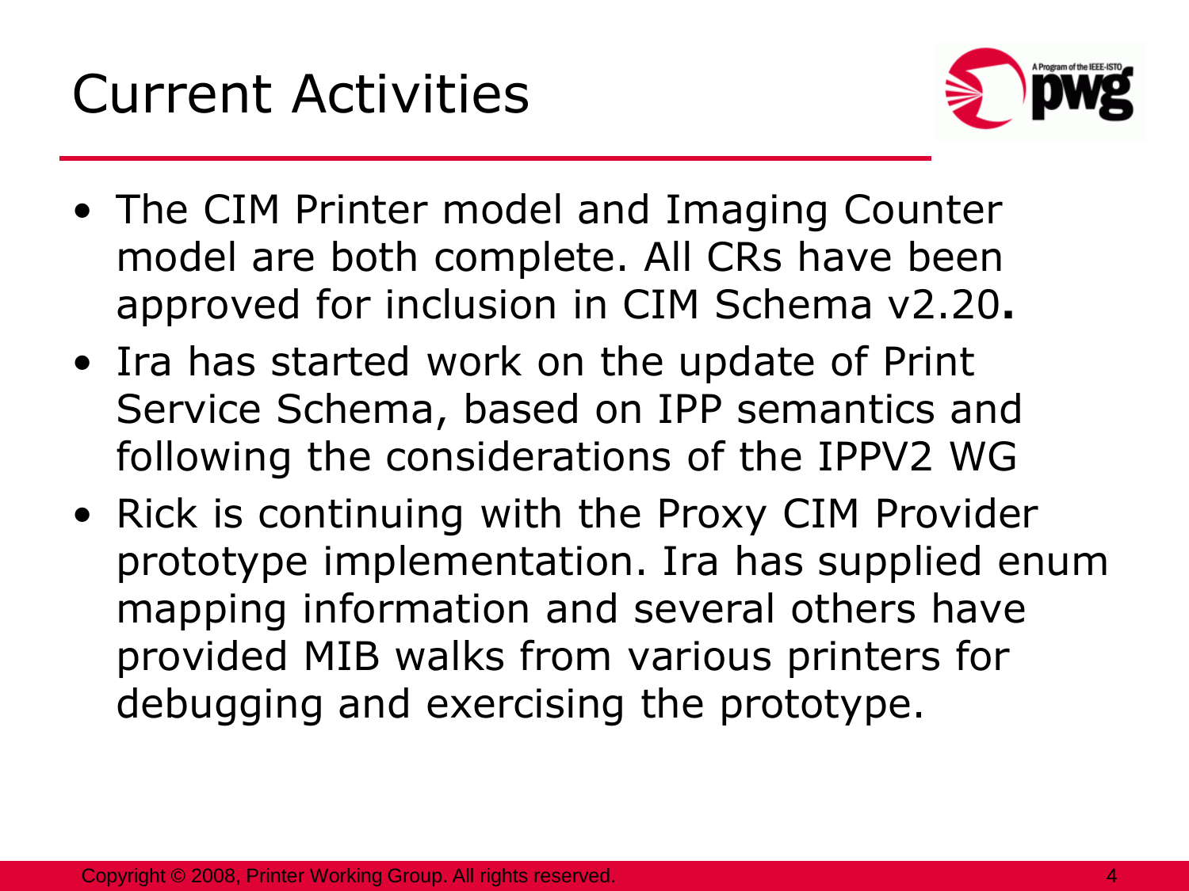# Current Activities

- The CIM Printer model and Imaging Counter model are both complete. All CRs have been approved for inclusion in CIM Schema v2.20**.**
- Ira has started work on the update of Print Service Schema, based on IPP semantics and following the considerations of the IPPV2 WG
- Rick is continuing with the Proxy CIM Provider prototype implementation. Ira has supplied enum mapping information and several others have provided MIB walks from various printers for debugging and exercising the prototype.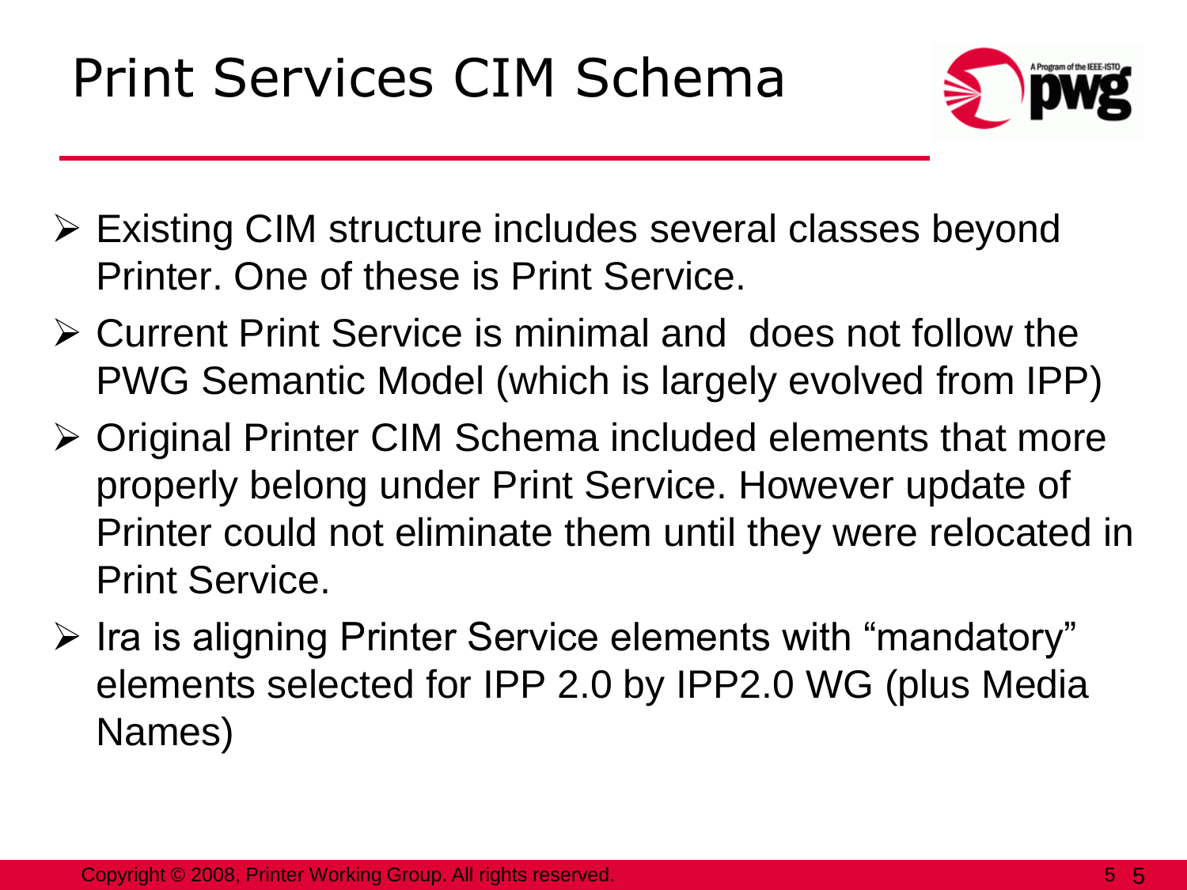# Print Services CIM Schema

- Existing CIM structure includes several classes beyond Printer. One of these is Print Service.
- Current Print Service is minimal and does not follow the PWG Semantic Model (which is largely evolved from IPP)
- Original Printer CIM Schema included elements that more properly belong under Print Service. However update of Printer could not eliminate them until they were relocated in Print Service.
- Ira is aligning Printer Service elements with “mandatory” elements selected for IPP 2.0 by IPP2.0 WG (plus Media Names)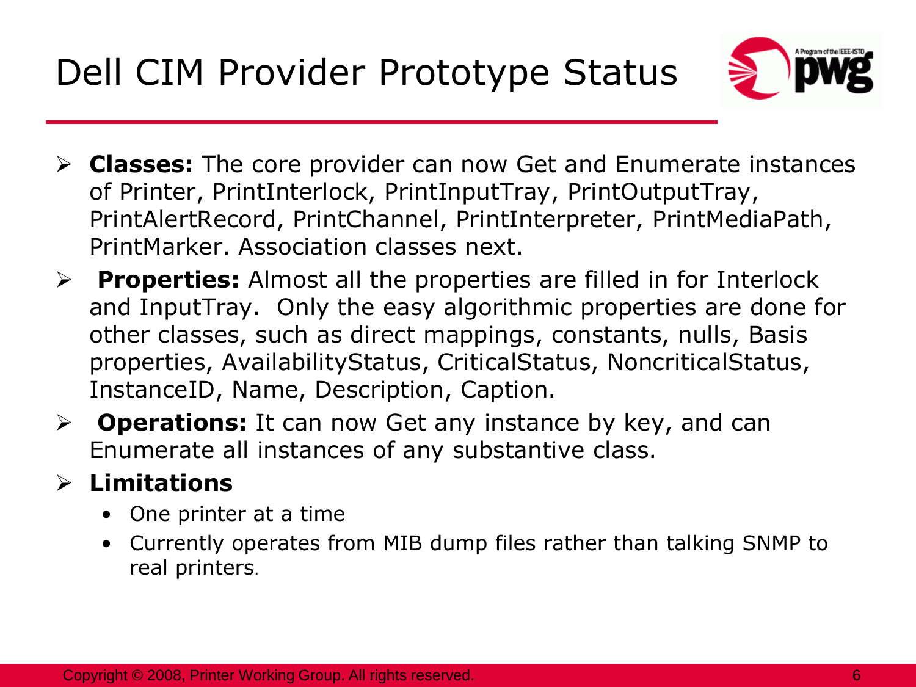# Dell CIM Provider Prototype Status

- **Classes:** The core provider can now Get and Enumerate instances of Printer, PrintInterlock, PrintInputTray, PrintOutputTray, PrintAlertRecord, PrintChannel, PrintInterpreter, PrintMediaPath, PrintMarker. Association classes next.
- **Properties:** Almost all the properties are filled in for Interlock and InputTray. Only the easy algorithmic properties are done for other classes, such as direct mappings, constants, nulls, Basis properties, AvailabilityStatus, CriticalStatus, NoncriticalStatus, InstanceID, Name, Description, Caption.
- **Operations:** It can now Get any instance by key, and can Enumerate all instances of any substantive class.
- **Limitations**
  - One printer at a time
  - Currently operates from MIB dump files rather than talking SNMP to real printers.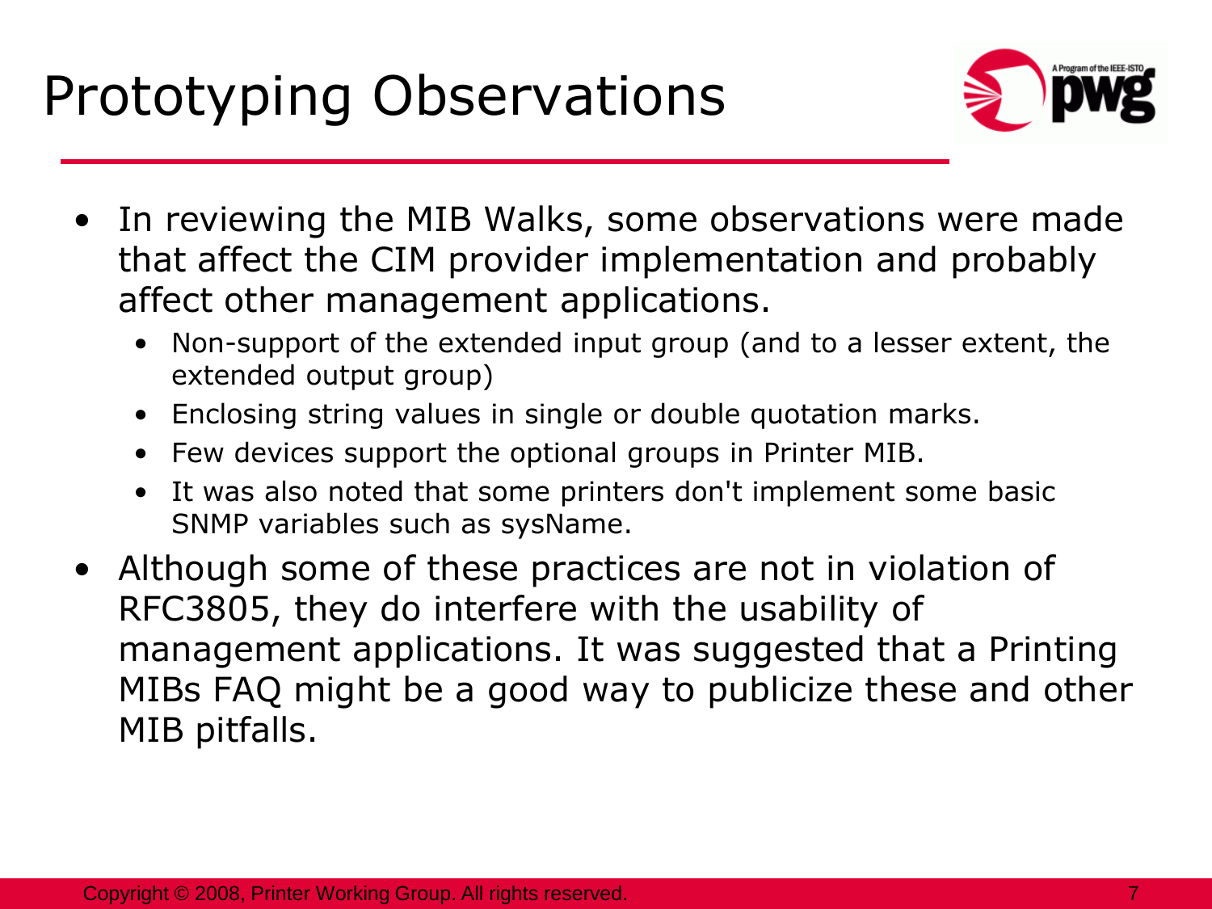# Prototyping Observations

- In reviewing the MIB Walks, some observations were made that affect the CIM provider implementation and probably affect other management applications.
  - Non-support of the extended input group (and to a lesser extent, the extended output group)
  - Enclosing string values in single or double quotation marks.
  - Few devices support the optional groups in Printer MIB.
  - It was also noted that some printers don't implement some basic SNMP variables such as sysName.
- Although some of these practices are not in violation of RFC3805, they do interfere with the usability of management applications. It was suggested that a Printing MIBs FAQ might be a good way to publicize these and other MIB pitfalls.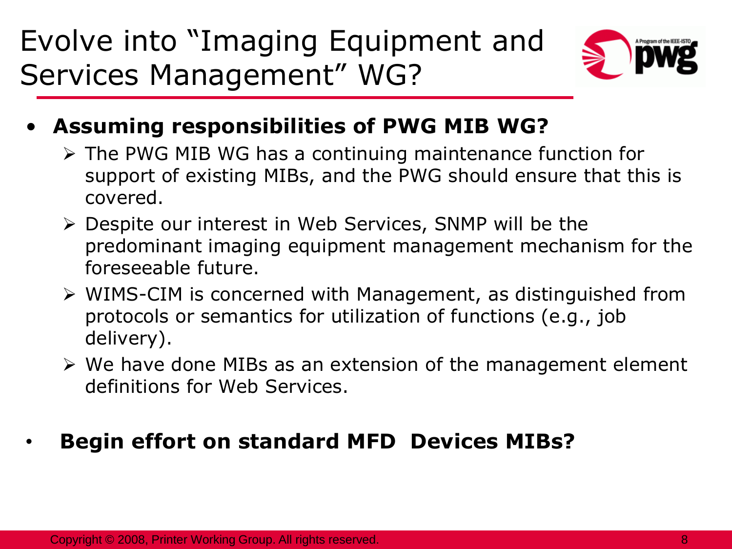# Evolve into "Imaging Equipment and Services Management" WG?

- **Assuming responsibilities of PWG MIB WG?**
  - The PWG MIB WG has a continuing maintenance function for support of existing MIBs, and the PWG should ensure that this is covered.
  - Despite our interest in Web Services, SNMP will be the predominant imaging equipment management mechanism for the foreseeable future.
  - WIMS-CIM is concerned with Management, as distinguished from protocols or semantics for utilization of functions (e.g., job delivery).
  - We have done MIBs as an extension of the management element definitions for Web Services.

- **Begin effort on standard MFD Devices MIBs?**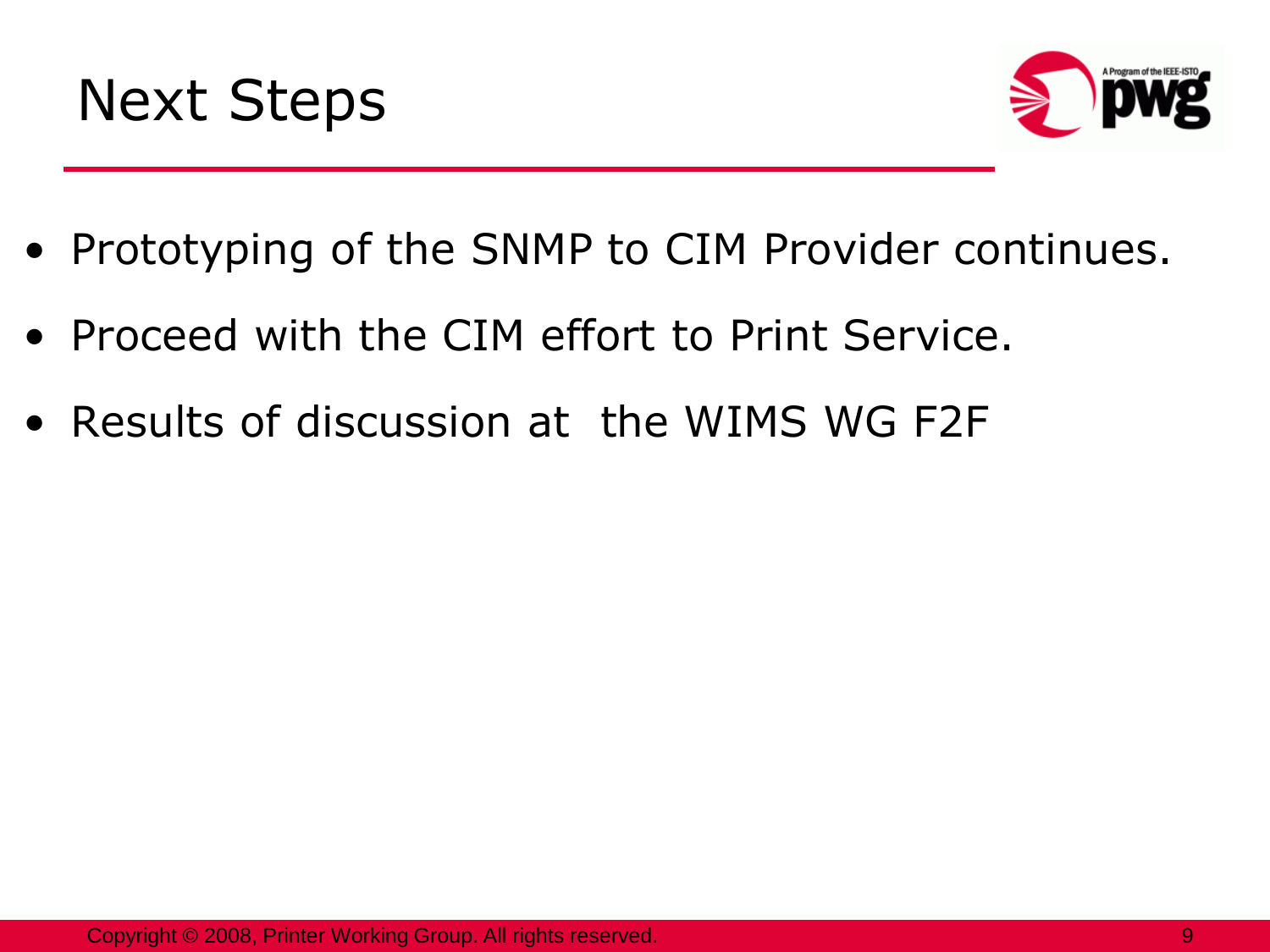# Next Steps

- Prototyping of the SNMP to CIM Provider continues.
- Proceed with the CIM effort to Print Service.
- Results of discussion at the WIMS WG F2F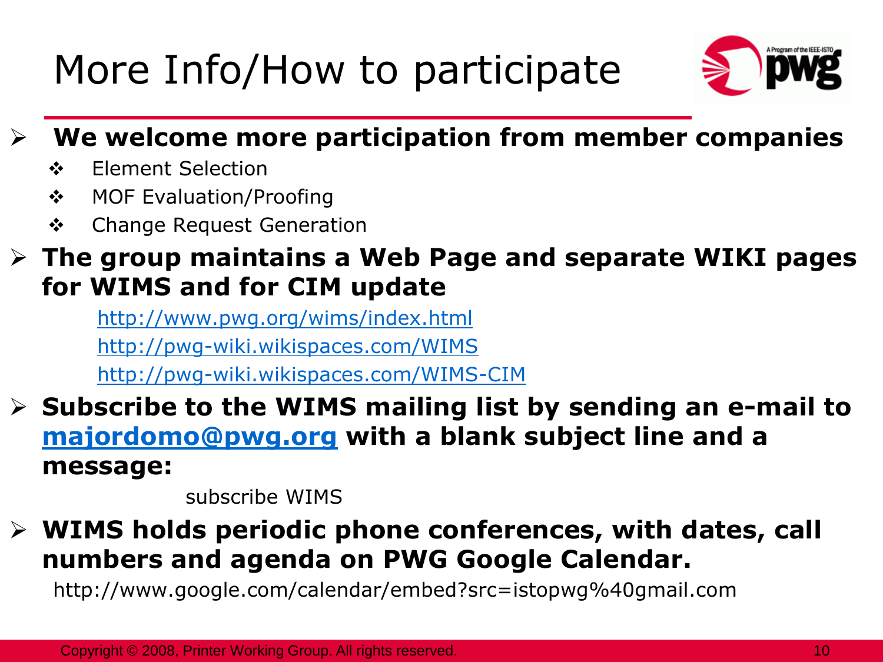# More Info/How to participate

- **We welcome more participation from member companies**
  - Element Selection
  - MOF Evaluation/Proofing
  - Change Request Generation
- **The group maintains a Web Page and separate WIKI pages for WIMS and for CIM update**

  http://www.pwg.org/wims/index.html

  http://pwg-wiki.wikispaces.com/WIMS

  http://pwg-wiki.wikispaces.com/WIMS-CIM
- **Subscribe to the WIMS mailing list by sending an e-mail to majordomo@pwg.org with a blank subject line and a message:**

  subscribe WIMS
- **WIMS holds periodic phone conferences, with dates, call numbers and agenda on PWG Google Calendar.**

  http://www.google.com/calendar/embed?src=istopwg%40gmail.com

Copyright © 2008, Printer Working Group. All rights reserved.